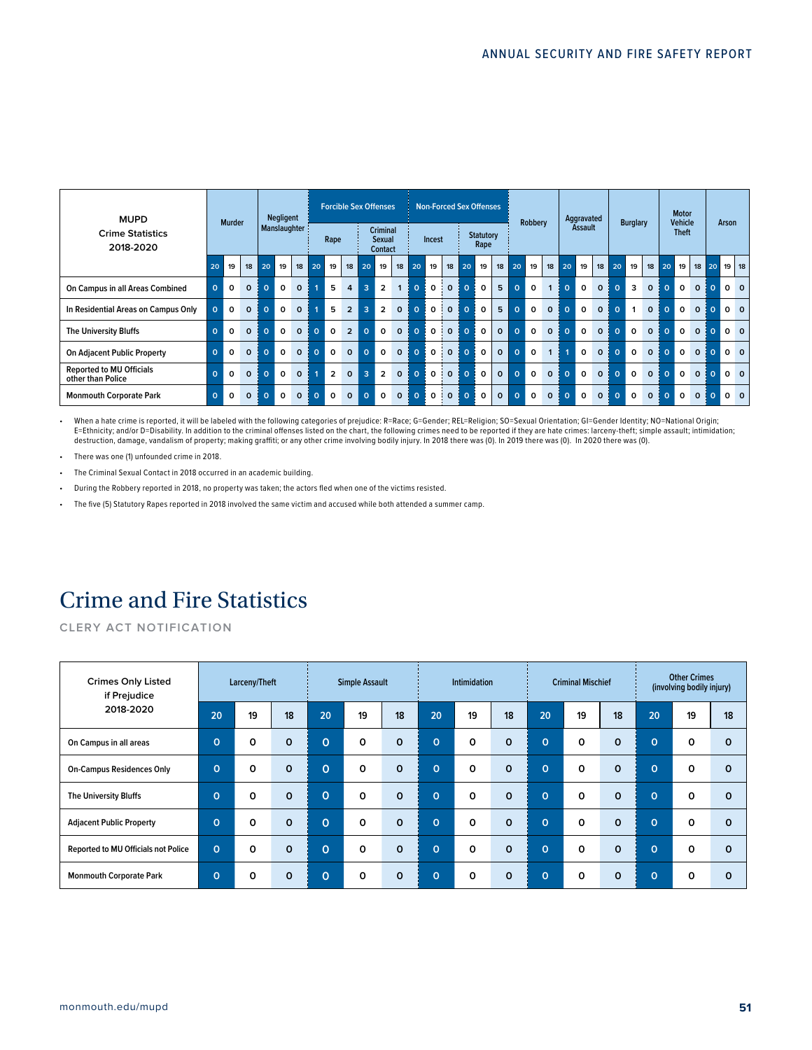| MUPD Crime Statistics 2018-2020 | Murder | | | Negligent Manslaughter | | | Forcible Sex Offenses | | | | | | Non-Forced Sex Offenses | | | | | | Robbery | | | Aggravated Assault | | | Burglary | | | Motor Vehicle Theft | | | Arson | | |
|---|---|---|---|---|---|---|---|---|---|---|---|---|---|---|---|---|---|---|---|---|---|---|---|---|---|---|---|---|---|---|---|---|---|
| | | | | | | | Rape | | | Criminal Sexual Contact | | | Incest | | | Statutory Rape | | | | | | | | | | | | | | | | | |
| | 20 | 19 | 18 | 20 | 19 | 18 | 20 | 19 | 18 | 20 | 19 | 18 | 20 | 19 | 18 | 20 | 19 | 18 | 20 | 19 | 18 | 20 | 19 | 18 | 20 | 19 | 18 | 20 | 19 | 18 | 20 | 19 | 18 |
| On Campus in all Areas Combined | 0 | 0 | 0 | 0 | 0 | 0 | 1 | 5 | 4 | 3 | 2 | 1 | 0 | 0 | 0 | 0 | 0 | 5 | 0 | 0 | 1 | 0 | 0 | 0 | 0 | 3 | 0 | 0 | 0 | 0 | 0 | 0 | 0 |
| In Residential Areas on Campus Only | 0 | 0 | 0 | 0 | 0 | 0 | 1 | 5 | 2 | 3 | 2 | 0 | 0 | 0 | 0 | 0 | 0 | 5 | 0 | 0 | 0 | 0 | 0 | 0 | 0 | 1 | 0 | 0 | 0 | 0 | 0 | 0 | 0 |
| The University Bluffs | 0 | 0 | 0 | 0 | 0 | 0 | 0 | 0 | 2 | 0 | 0 | 0 | 0 | 0 | 0 | 0 | 0 | 0 | 0 | 0 | 0 | 0 | 0 | 0 | 0 | 0 | 0 | 0 | 0 | 0 | 0 | 0 | 0 |
| On Adjacent Public Property | 0 | 0 | 0 | 0 | 0 | 0 | 0 | 0 | 0 | 0 | 0 | 0 | 0 | 0 | 0 | 0 | 0 | 0 | 0 | 0 | 1 | 1 | 0 | 0 | 0 | 0 | 0 | 0 | 0 | 0 | 0 | 0 | 0 |
| Reported to MU Officials other than Police | 0 | 0 | 0 | 0 | 0 | 0 | 1 | 2 | 0 | 3 | 2 | 0 | 0 | 0 | 0 | 0 | 0 | 0 | 0 | 0 | 0 | 0 | 0 | 0 | 0 | 0 | 0 | 0 | 0 | 0 | 0 | 0 | 0 |
| Monmouth Corporate Park | 0 | 0 | 0 | 0 | 0 | 0 | 0 | 0 | 0 | 0 | 0 | 0 | 0 | 0 | 0 | 0 | 0 | 0 | 0 | 0 | 0 | 0 | 0 | 0 | 0 | 0 | 0 | 0 | 0 | 0 | 0 | 0 | 0 |

- When a hate crime is reported, it will be labeled with the following categories of prejudice: R=Race; G=Gender; REL=Religion; SO=Sexual Orientation; GI=Gender Identity; NO=National Origin; E=Ethnicity; and/or D=Disability. In addition to the criminal offenses listed on the chart, the following crimes need to be reported if they are hate crimes: larceny-theft; simple assault; intimidation; destruction, damage, vandalism of property; making graffiti; or any other crime involving bodily injury. In 2018 there was (0). In 2019 there was (0). In 2020 there was (0).
- There was one (1) unfounded crime in 2018.
- The Criminal Sexual Contact in 2018 occurred in an academic building.
- During the Robbery reported in 2018, no property was taken; the actors fled when one of the victims resisted.
- The five (5) Statutory Rapes reported in 2018 involved the same victim and accused while both attended a summer camp.

# Crime and Fire Statistics

CLERY ACT NOTIFICATION

| Crimes Only Listed if Prejudice 2018-2020 | Larceny/Theft | | | Simple Assault | | | Intimidation | | | Criminal Mischief | | | Other Crimes (involving bodily injury) | | |
|---|---|---|---|---|---|---|---|---|---|---|---|---|---|---|---|
| | 20 | 19 | 18 | 20 | 19 | 18 | 20 | 19 | 18 | 20 | 19 | 18 | 20 | 19 | 18 |
| On Campus in all areas | 0 | 0 | 0 | 0 | 0 | 0 | 0 | 0 | 0 | 0 | 0 | 0 | 0 | 0 | 0 |
| On-Campus Residences Only | 0 | 0 | 0 | 0 | 0 | 0 | 0 | 0 | 0 | 0 | 0 | 0 | 0 | 0 | 0 |
| The University Bluffs | 0 | 0 | 0 | 0 | 0 | 0 | 0 | 0 | 0 | 0 | 0 | 0 | 0 | 0 | 0 |
| Adjacent Public Property | 0 | 0 | 0 | 0 | 0 | 0 | 0 | 0 | 0 | 0 | 0 | 0 | 0 | 0 | 0 |
| Reported to MU Officials not Police | 0 | 0 | 0 | 0 | 0 | 0 | 0 | 0 | 0 | 0 | 0 | 0 | 0 | 0 | 0 |
| Monmouth Corporate Park | 0 | 0 | 0 | 0 | 0 | 0 | 0 | 0 | 0 | 0 | 0 | 0 | 0 | 0 | 0 |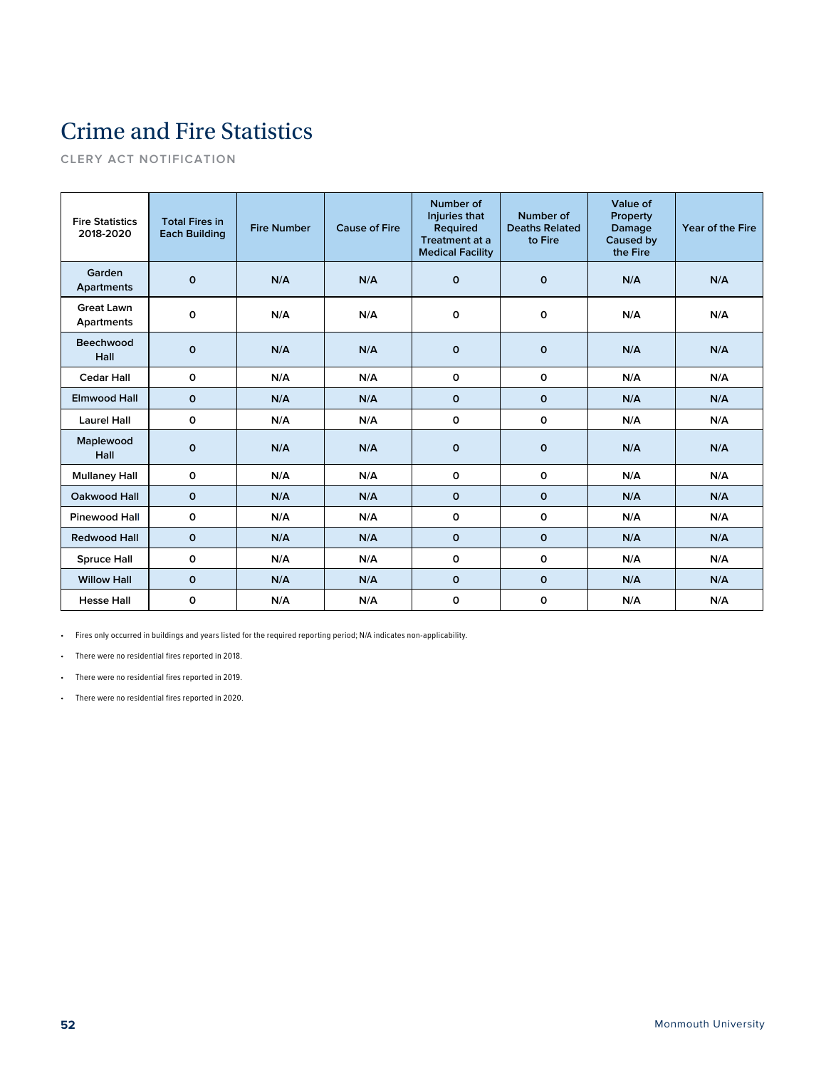# Crime and Fire Statistics

CLERY ACT NOTIFICATION

| Fire Statistics 2018-2020 | Total Fires in Each Building | Fire Number | Cause of Fire | Number of Injuries that Required Treatment at a Medical Facility | Number of Deaths Related to Fire | Value of Property Damage Caused by the Fire | Year of the Fire |
|---|---|---|---|---|---|---|---|
| Garden Apartments | 0 | N/A | N/A | 0 | 0 | N/A | N/A |
| Great Lawn Apartments | 0 | N/A | N/A | 0 | 0 | N/A | N/A |
| Beechwood Hall | 0 | N/A | N/A | 0 | 0 | N/A | N/A |
| Cedar Hall | 0 | N/A | N/A | 0 | 0 | N/A | N/A |
| Elmwood Hall | 0 | N/A | N/A | 0 | 0 | N/A | N/A |
| Laurel Hall | 0 | N/A | N/A | 0 | 0 | N/A | N/A |
| Maplewood Hall | 0 | N/A | N/A | 0 | 0 | N/A | N/A |
| Mullaney Hall | 0 | N/A | N/A | 0 | 0 | N/A | N/A |
| Oakwood Hall | 0 | N/A | N/A | 0 | 0 | N/A | N/A |
| Pinewood Hall | 0 | N/A | N/A | 0 | 0 | N/A | N/A |
| Redwood Hall | 0 | N/A | N/A | 0 | 0 | N/A | N/A |
| Spruce Hall | 0 | N/A | N/A | 0 | 0 | N/A | N/A |
| Willow Hall | 0 | N/A | N/A | 0 | 0 | N/A | N/A |
| Hesse Hall | 0 | N/A | N/A | 0 | 0 | N/A | N/A |

- Fires only occurred in buildings and years listed for the required reporting period; N/A indicates non-applicability.
- There were no residential fires reported in 2018.
- There were no residential fires reported in 2019.
- There were no residential fires reported in 2020.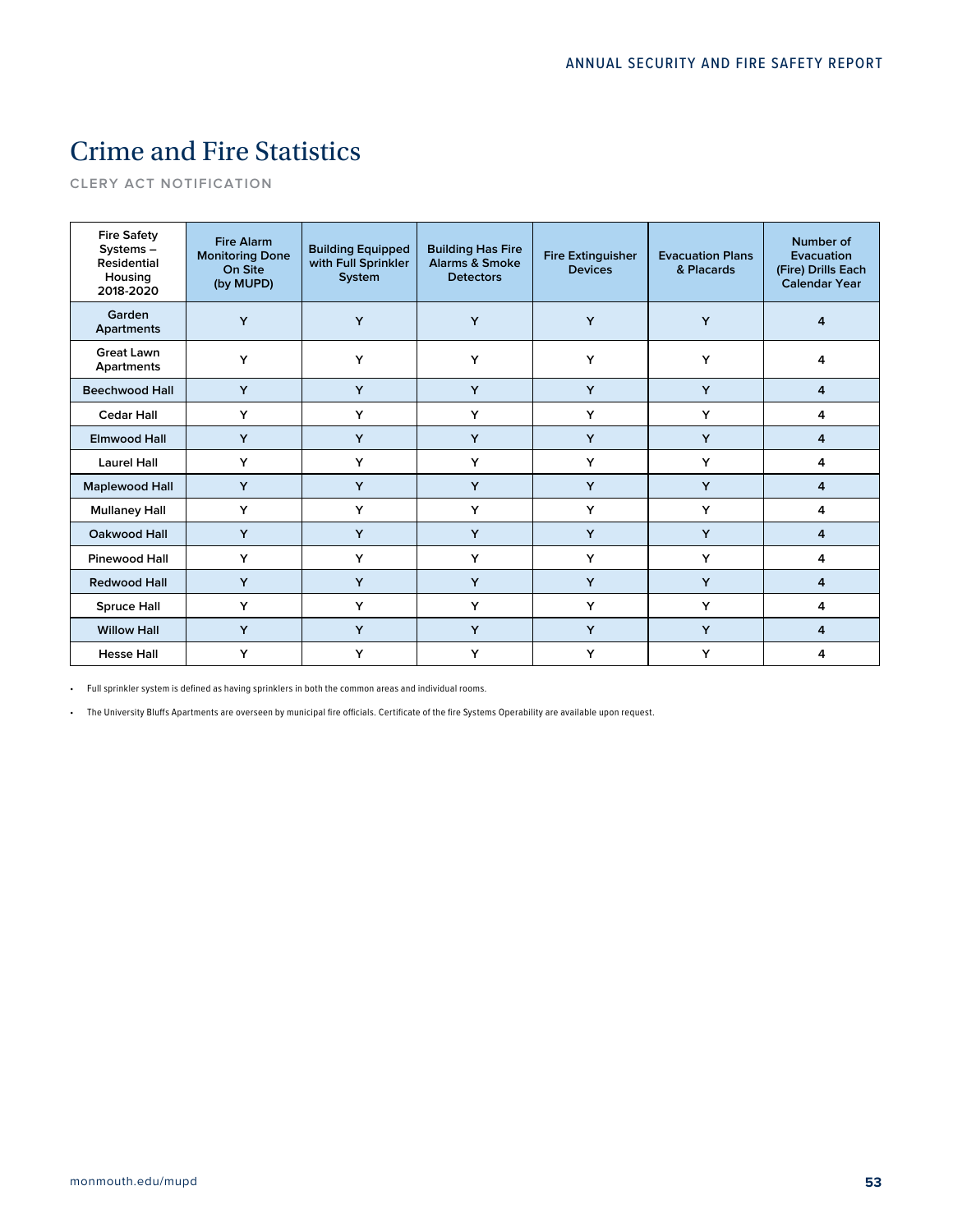# Crime and Fire Statistics

CLERY ACT NOTIFICATION

| Fire Safety Systems – Residential Housing 2018-2020 | Fire Alarm Monitoring Done On Site (by MUPD) | Building Equipped with Full Sprinkler System | Building Has Fire Alarms & Smoke Detectors | Fire Extinguisher Devices | Evacuation Plans & Placards | Number of Evacuation (Fire) Drills Each Calendar Year |
|---|---|---|---|---|---|---|
| Garden Apartments | Y | Y | Y | Y | Y | 4 |
| Great Lawn Apartments | Y | Y | Y | Y | Y | 4 |
| Beechwood Hall | Y | Y | Y | Y | Y | 4 |
| Cedar Hall | Y | Y | Y | Y | Y | 4 |
| Elmwood Hall | Y | Y | Y | Y | Y | 4 |
| Laurel Hall | Y | Y | Y | Y | Y | 4 |
| Maplewood Hall | Y | Y | Y | Y | Y | 4 |
| Mullaney Hall | Y | Y | Y | Y | Y | 4 |
| Oakwood Hall | Y | Y | Y | Y | Y | 4 |
| Pinewood Hall | Y | Y | Y | Y | Y | 4 |
| Redwood Hall | Y | Y | Y | Y | Y | 4 |
| Spruce Hall | Y | Y | Y | Y | Y | 4 |
| Willow Hall | Y | Y | Y | Y | Y | 4 |
| Hesse Hall | Y | Y | Y | Y | Y | 4 |

- Full sprinkler system is defined as having sprinklers in both the common areas and individual rooms.
- The University Bluffs Apartments are overseen by municipal fire officials. Certificate of the fire Systems Operability are available upon request.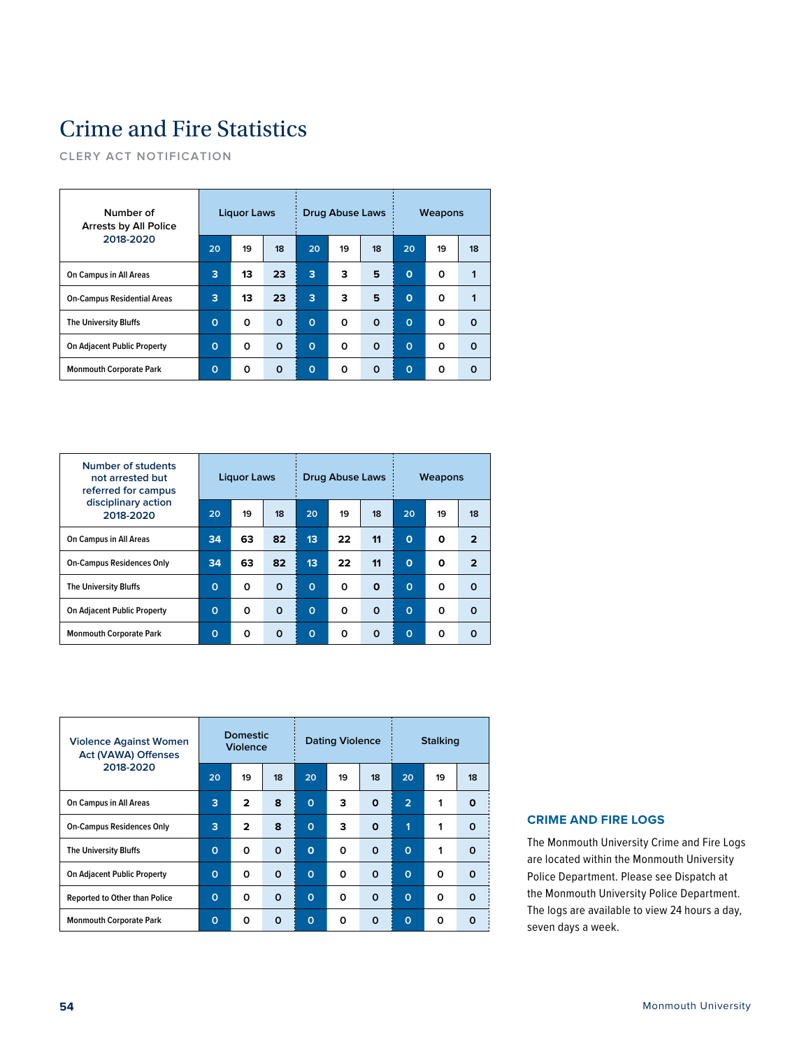# Crime and Fire Statistics

CLERY ACT NOTIFICATION

| Number of Arrests by All Police 2018-2020 | Liquor Laws | | | Drug Abuse Laws | | | Weapons | | |
|---|---|---|---|---|---|---|---|---|---|
| | 20 | 19 | 18 | 20 | 19 | 18 | 20 | 19 | 18 |
| On Campus in All Areas | 3 | 13 | 23 | 3 | 3 | 5 | 0 | 0 | 1 |
| On-Campus Residential Areas | 3 | 13 | 23 | 3 | 3 | 5 | 0 | 0 | 1 |
| The University Bluffs | 0 | 0 | 0 | 0 | 0 | 0 | 0 | 0 | 0 |
| On Adjacent Public Property | 0 | 0 | 0 | 0 | 0 | 0 | 0 | 0 | 0 |
| Monmouth Corporate Park | 0 | 0 | 0 | 0 | 0 | 0 | 0 | 0 | 0 |

| Number of students not arrested but referred for campus disciplinary action 2018-2020 | Liquor Laws | | | Drug Abuse Laws | | | Weapons | | |
|---|---|---|---|---|---|---|---|---|---|
| | 20 | 19 | 18 | 20 | 19 | 18 | 20 | 19 | 18 |
| On Campus in All Areas | 34 | 63 | 82 | 13 | 22 | 11 | 0 | 0 | 2 |
| On-Campus Residences Only | 34 | 63 | 82 | 13 | 22 | 11 | 0 | 0 | 2 |
| The University Bluffs | 0 | 0 | 0 | 0 | 0 | 0 | 0 | 0 | 0 |
| On Adjacent Public Property | 0 | 0 | 0 | 0 | 0 | 0 | 0 | 0 | 0 |
| Monmouth Corporate Park | 0 | 0 | 0 | 0 | 0 | 0 | 0 | 0 | 0 |

| Violence Against Women Act (VAWA) Offenses 2018-2020 | Domestic Violence | | | Dating Violence | | | Stalking | | |
|---|---|---|---|---|---|---|---|---|---|
| | 20 | 19 | 18 | 20 | 19 | 18 | 20 | 19 | 18 |
| On Campus in All Areas | 3 | 2 | 8 | 0 | 3 | 0 | 2 | 1 | 0 |
| On-Campus Residences Only | 3 | 2 | 8 | 0 | 3 | 0 | 1 | 1 | 0 |
| The University Bluffs | 0 | 0 | 0 | 0 | 0 | 0 | 0 | 1 | 0 |
| On Adjacent Public Property | 0 | 0 | 0 | 0 | 0 | 0 | 0 | 0 | 0 |
| Reported to Other than Police | 0 | 0 | 0 | 0 | 0 | 0 | 0 | 0 | 0 |
| Monmouth Corporate Park | 0 | 0 | 0 | 0 | 0 | 0 | 0 | 0 | 0 |

## CRIME AND FIRE LOGS

The Monmouth University Crime and Fire Logs are located within the Monmouth University Police Department. Please see Dispatch at the Monmouth University Police Department. The logs are available to view 24 hours a day, seven days a week.